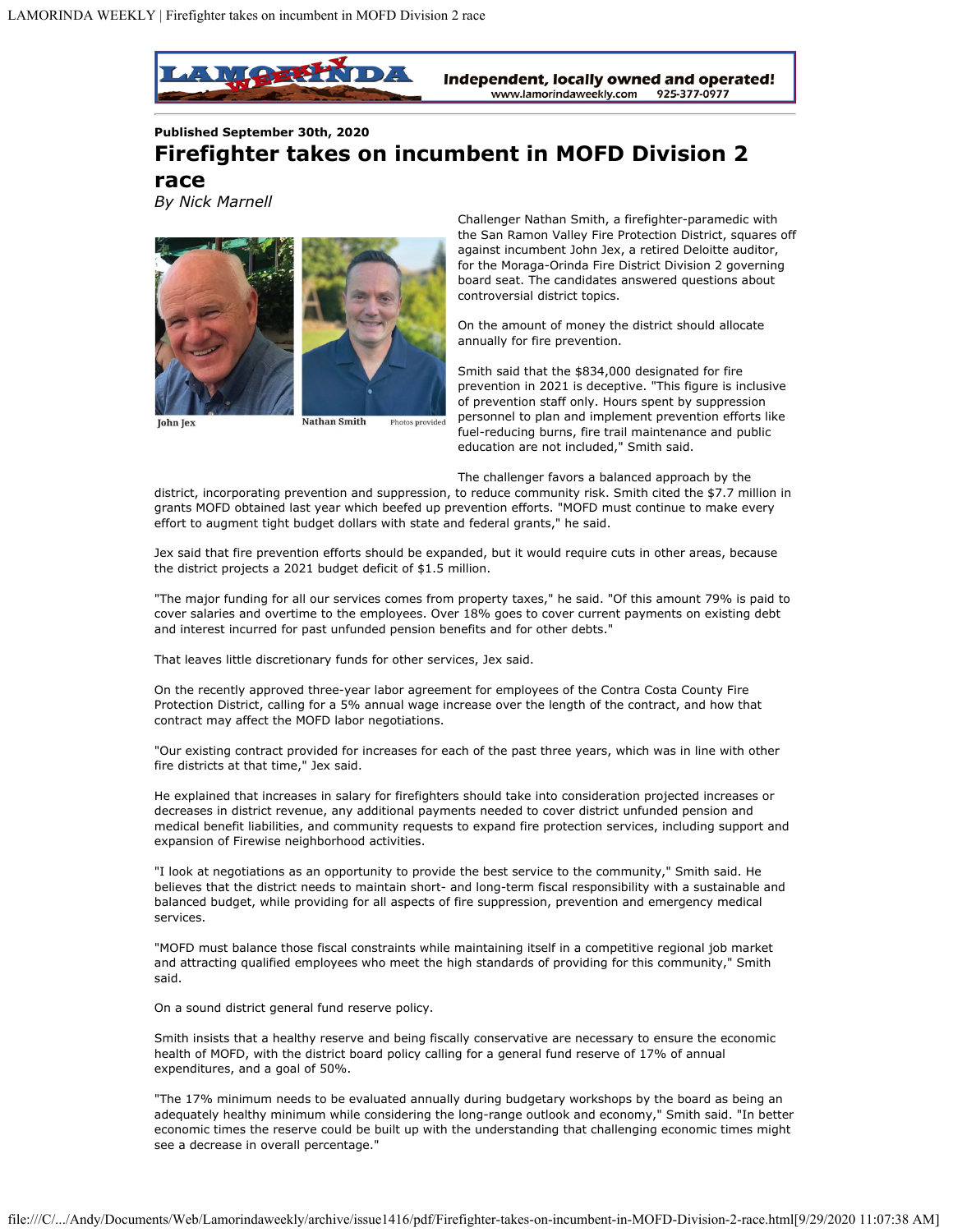Published September 30th, 2020

# Firefighter takes on incumbent in MOFD Division 2 race

*By Nick Marnell*

John Jex

Nathan Smith — Photos provided

Challenger Nathan Smith, a firefighter-paramedic with the San Ramon Valley Fire Protection District, squares off against incumbent John Jex, a retired Deloitte auditor, for the Moraga-Orinda Fire District Division 2 governing board seat. The candidates answered questions about controversial district topics.

On the amount of money the district should allocate annually for fire prevention.

Smith said that the $834,000 designated for fire prevention in 2021 is deceptive. "This figure is inclusive of prevention staff only. Hours spent by suppression personnel to plan and implement prevention efforts like fuel-reducing burns, fire trail maintenance and public education are not included," Smith said.

The challenger favors a balanced approach by the district, incorporating prevention and suppression, to reduce community risk. Smith cited the $7.7 million in grants MOFD obtained last year which beefed up prevention efforts. "MOFD must continue to make every effort to augment tight budget dollars with state and federal grants," he said.

Jex said that fire prevention efforts should be expanded, but it would require cuts in other areas, because the district projects a 2021 budget deficit of $1.5 million.

"The major funding for all our services comes from property taxes," he said. "Of this amount 79% is paid to cover salaries and overtime to the employees. Over 18% goes to cover current payments on existing debt and interest incurred for past unfunded pension benefits and for other debts."

That leaves little discretionary funds for other services, Jex said.

On the recently approved three-year labor agreement for employees of the Contra Costa County Fire Protection District, calling for a 5% annual wage increase over the length of the contract, and how that contract may affect the MOFD labor negotiations.

"Our existing contract provided for increases for each of the past three years, which was in line with other fire districts at that time," Jex said.

He explained that increases in salary for firefighters should take into consideration projected increases or decreases in district revenue, any additional payments needed to cover district unfunded pension and medical benefit liabilities, and community requests to expand fire protection services, including support and expansion of Firewise neighborhood activities.

"I look at negotiations as an opportunity to provide the best service to the community," Smith said. He believes that the district needs to maintain short- and long-term fiscal responsibility with a sustainable and balanced budget, while providing for all aspects of fire suppression, prevention and emergency medical services.

"MOFD must balance those fiscal constraints while maintaining itself in a competitive regional job market and attracting qualified employees who meet the high standards of providing for this community," Smith said.

On a sound district general fund reserve policy.

Smith insists that a healthy reserve and being fiscally conservative are necessary to ensure the economic health of MOFD, with the district board policy calling for a general fund reserve of 17% of annual expenditures, and a goal of 50%.

"The 17% minimum needs to be evaluated annually during budgetary workshops by the board as being an adequately healthy minimum while considering the long-range outlook and economy," Smith said. "In better economic times the reserve could be built up with the understanding that challenging economic times might see a decrease in overall percentage."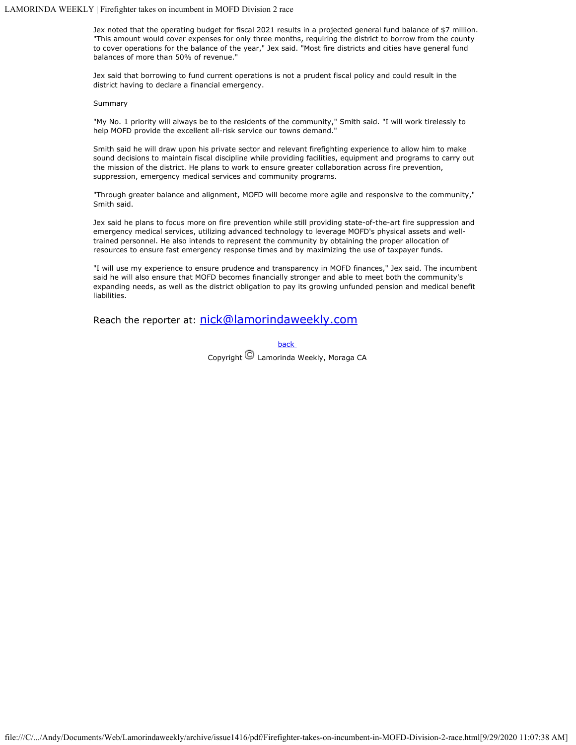Jex noted that the operating budget for fiscal 2021 results in a projected general fund balance of $7 million. "This amount would cover expenses for only three months, requiring the district to borrow from the county to cover operations for the balance of the year," Jex said. "Most fire districts and cities have general fund balances of more than 50% of revenue."

Jex said that borrowing to fund current operations is not a prudent fiscal policy and could result in the district having to declare a financial emergency.

Summary

"My No. 1 priority will always be to the residents of the community," Smith said. "I will work tirelessly to help MOFD provide the excellent all-risk service our towns demand."

Smith said he will draw upon his private sector and relevant firefighting experience to allow him to make sound decisions to maintain fiscal discipline while providing facilities, equipment and programs to carry out the mission of the district. He plans to work to ensure greater collaboration across fire prevention, suppression, emergency medical services and community programs.

"Through greater balance and alignment, MOFD will become more agile and responsive to the community," Smith said.

Jex said he plans to focus more on fire prevention while still providing state-of-the-art fire suppression and emergency medical services, utilizing advanced technology to leverage MOFD's physical assets and well-trained personnel. He also intends to represent the community by obtaining the proper allocation of resources to ensure fast emergency response times and by maximizing the use of taxpayer funds.

"I will use my experience to ensure prudence and transparency in MOFD finances," Jex said. The incumbent said he will also ensure that MOFD becomes financially stronger and able to meet both the community's expanding needs, as well as the district obligation to pay its growing unfunded pension and medical benefit liabilities.

Reach the reporter at: nick@lamorindaweekly.com

back

Copyright © Lamorinda Weekly, Moraga CA